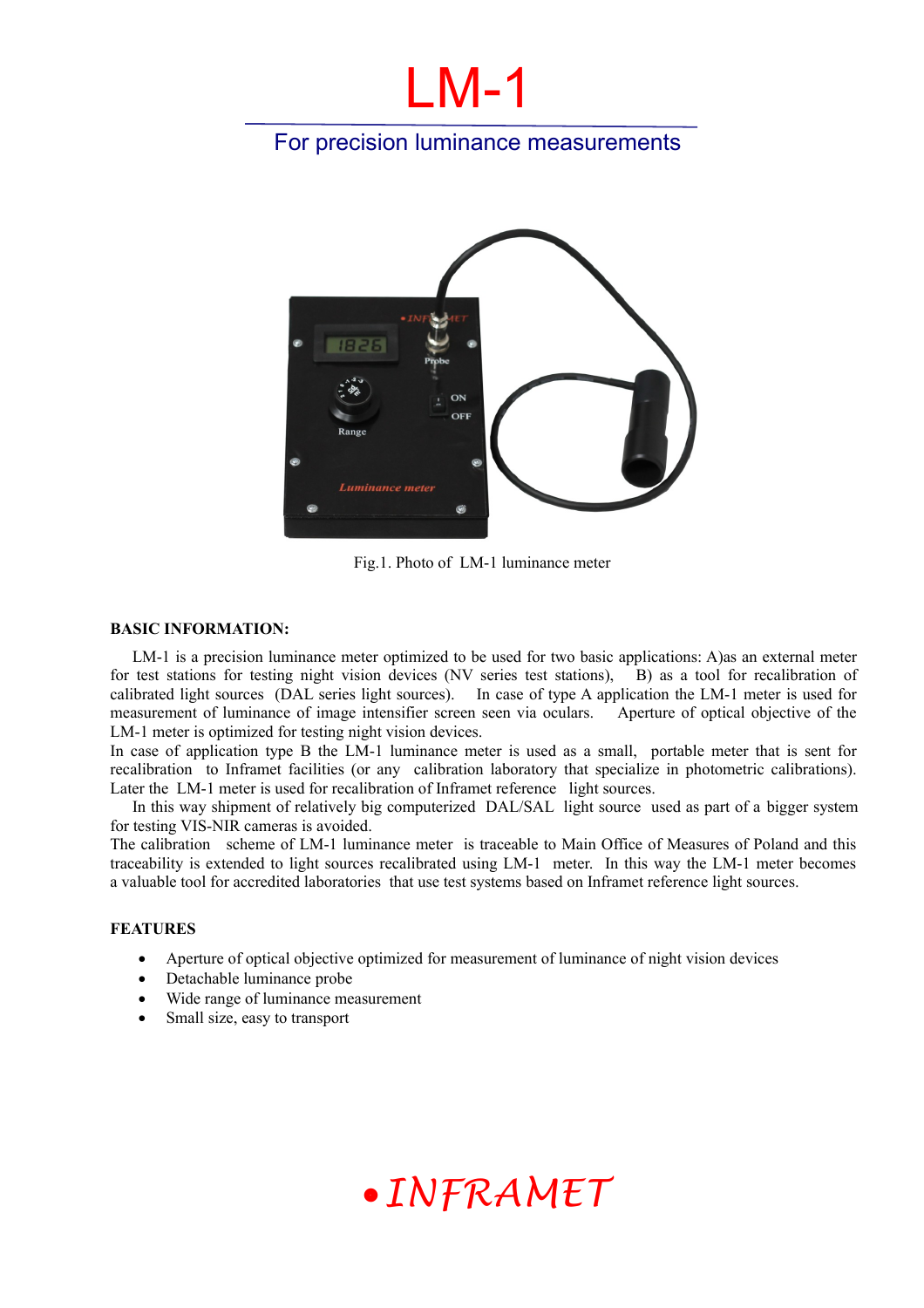# LM-1

## For precision luminance measurements

Fig.1. Photo of LM-1 luminance meter

**BASIC INFORMATION:**

LM-1 is a precision luminance meter optimized to be used for two basic applications: A)as an external meter for test stations for testing night vision devices (NV series test stations), B) as a tool for recalibration of calibrated light sources (DAL series light sources). In case of type A application the LM-1 meter is used for measurement of luminance of image intensifier screen seen via oculars. Aperture of optical objective of the LM-1 meter is optimized for testing night vision devices.

In case of application type B the LM-1 luminance meter is used as a small, portable meter that is sent for recalibration to Inframet facilities (or any calibration laboratory that specialize in photometric calibrations). Later the LM-1 meter is used for recalibration of Inframet reference light sources.

In this way shipment of relatively big computerized DAL/SAL light source used as part of a bigger system for testing VIS-NIR cameras is avoided.

The calibration scheme of LM-1 luminance meter is traceable to Main Office of Measures of Poland and this traceability is extended to light sources recalibrated using LM-1 meter. In this way the LM-1 meter becomes a valuable tool for accredited laboratories that use test systems based on Inframet reference light sources.

**FEATURES**

- Aperture of optical objective optimized for measurement of luminance of night vision devices
- Detachable luminance probe
- Wide range of luminance measurement
- Small size, easy to transport

*•INFRAMET*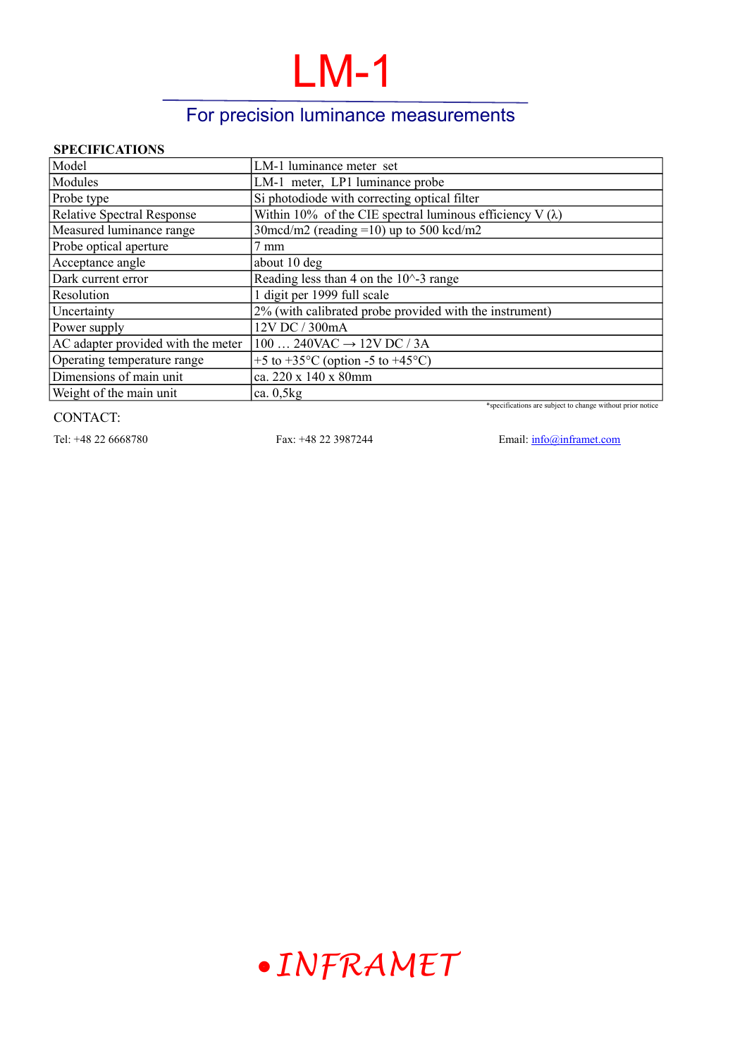# LM-1

## For precision luminance measurements

**SPECIFICATIONS**

| | |
|---|---|
| Model | LM-1 luminance meter set |
| Modules | LM-1 meter, LP1 luminance probe |
| Probe type | Si photodiode with correcting optical filter |
| Relative Spectral Response | Within 10% of the CIE spectral luminous efficiency V (λ) |
| Measured luminance range | 30mcd/m2 (reading =10) up to 500 kcd/m2 |
| Probe optical aperture | 7 mm |
| Acceptance angle | about 10 deg |
| Dark current error | Reading less than 4 on the 10^-3 range |
| Resolution | 1 digit per 1999 full scale |
| Uncertainty | 2% (with calibrated probe provided with the instrument) |
| Power supply | 12V DC / 300mA |
| AC adapter provided with the meter | 100 … 240VAC → 12V DC / 3A |
| Operating temperature range | +5 to +35°C (option -5 to +45°C) |
| Dimensions of main unit | ca. 220 x 140 x 80mm |
| Weight of the main unit | ca. 0,5kg |

*specifications are subject to change without prior notice

CONTACT:

Tel: +48 22 6668780 Fax: +48 22 3987244 Email: info@inframet.com

INFRAMET